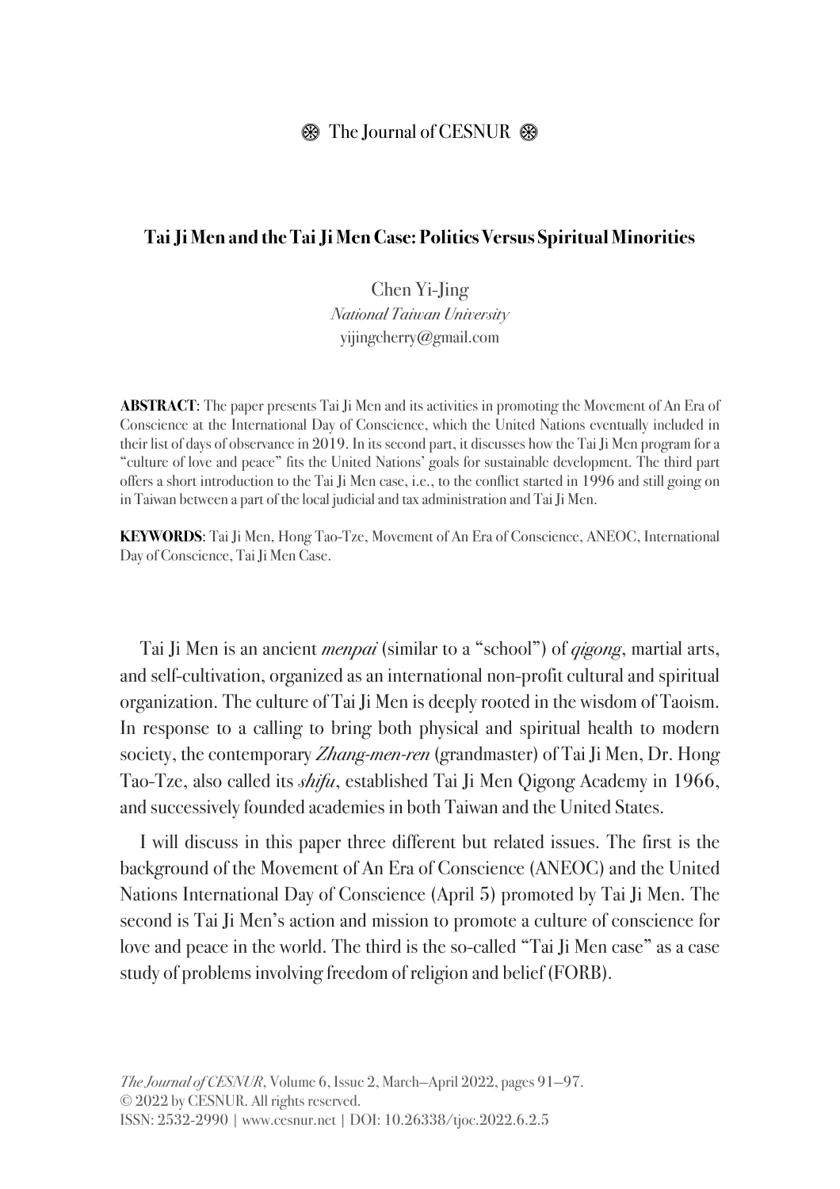# Tai Ji Men and the Tai Ji Men Case: Politics Versus Spiritual Minorities

Chen Yi-Jing
*National Taiwan University*
yijingcherry@gmail.com

**ABSTRACT**: The paper presents Tai Ji Men and its activities in promoting the Movement of An Era of Conscience at the International Day of Conscience, which the United Nations eventually included in their list of days of observance in 2019. In its second part, it discusses how the Tai Ji Men program for a "culture of love and peace" fits the United Nations' goals for sustainable development. The third part offers a short introduction to the Tai Ji Men case, i.e., to the conflict started in 1996 and still going on in Taiwan between a part of the local judicial and tax administration and Tai Ji Men.

**KEYWORDS**: Tai Ji Men, Hong Tao-Tze, Movement of An Era of Conscience, ANEOC, International Day of Conscience, Tai Ji Men Case.

Tai Ji Men is an ancient *menpai* (similar to a "school") of *qigong*, martial arts, and self-cultivation, organized as an international non-profit cultural and spiritual organization. The culture of Tai Ji Men is deeply rooted in the wisdom of Taoism. In response to a calling to bring both physical and spiritual health to modern society, the contemporary *Zhang-men-ren* (grandmaster) of Tai Ji Men, Dr. Hong Tao-Tze, also called its *shifu*, established Tai Ji Men Qigong Academy in 1966, and successively founded academies in both Taiwan and the United States.

I will discuss in this paper three different but related issues. The first is the background of the Movement of An Era of Conscience (ANEOC) and the United Nations International Day of Conscience (April 5) promoted by Tai Ji Men. The second is Tai Ji Men's action and mission to promote a culture of conscience for love and peace in the world. The third is the so-called "Tai Ji Men case" as a case study of problems involving freedom of religion and belief (FORB).

*The Journal of CESNUR*, Volume 6, Issue 2, March—April 2022, pages 91—97.
© 2022 by CESNUR. All rights reserved.
ISSN: 2532-2990 | www.cesnur.net | DOI: 10.26338/tjoc.2022.6.2.5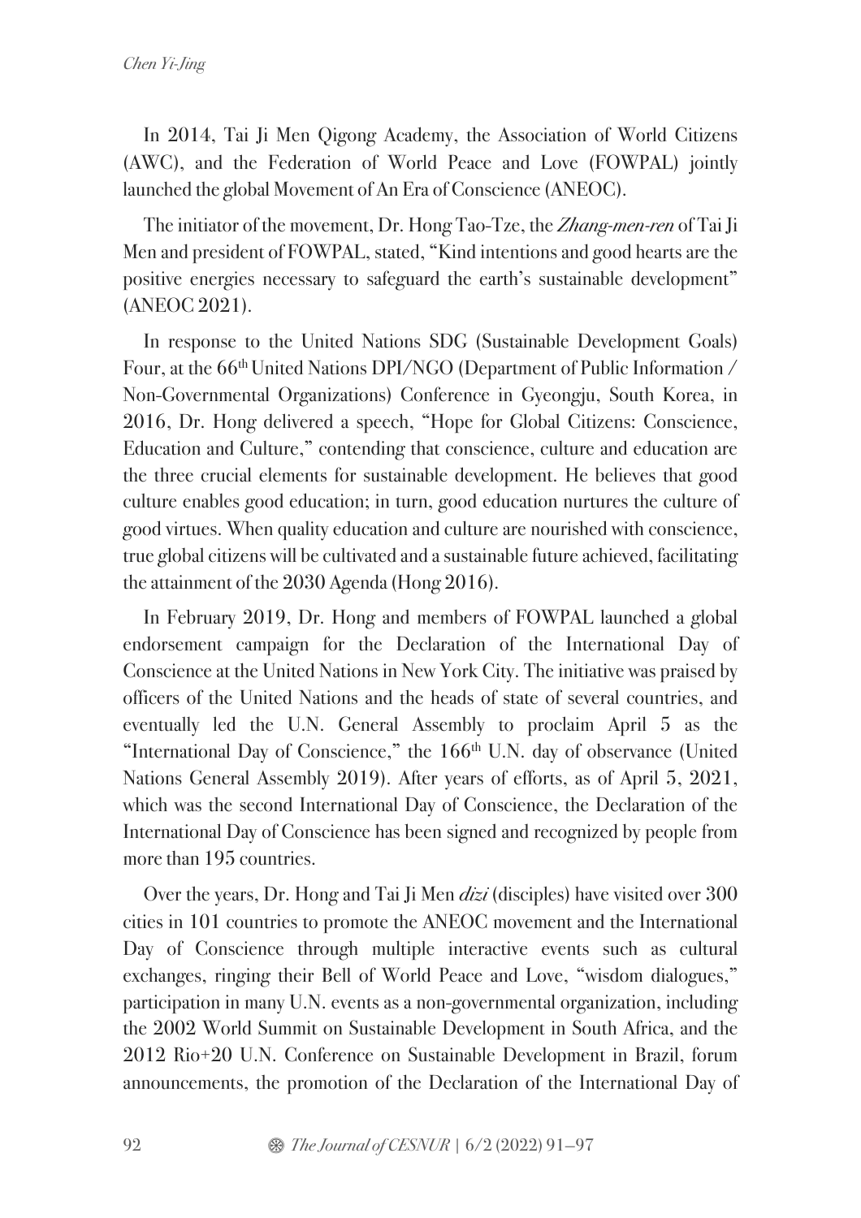In 2014, Tai Ji Men Qigong Academy, the Association of World Citizens (AWC), and the Federation of World Peace and Love (FOWPAL) jointly launched the global Movement of An Era of Conscience (ANEOC).

The initiator of the movement, Dr. Hong Tao-Tze, the *Zhang-men-ren* of Tai Ji Men and president of FOWPAL, stated, "Kind intentions and good hearts are the positive energies necessary to safeguard the earth's sustainable development" (ANEOC 2021).

In response to the United Nations SDG (Sustainable Development Goals) Four, at the 66th United Nations DPI/NGO (Department of Public Information / Non-Governmental Organizations) Conference in Gyeongju, South Korea, in 2016, Dr. Hong delivered a speech, "Hope for Global Citizens: Conscience, Education and Culture," contending that conscience, culture and education are the three crucial elements for sustainable development. He believes that good culture enables good education; in turn, good education nurtures the culture of good virtues. When quality education and culture are nourished with conscience, true global citizens will be cultivated and a sustainable future achieved, facilitating the attainment of the 2030 Agenda (Hong 2016).

In February 2019, Dr. Hong and members of FOWPAL launched a global endorsement campaign for the Declaration of the International Day of Conscience at the United Nations in New York City. The initiative was praised by officers of the United Nations and the heads of state of several countries, and eventually led the U.N. General Assembly to proclaim April 5 as the "International Day of Conscience," the 166th U.N. day of observance (United Nations General Assembly 2019). After years of efforts, as of April 5, 2021, which was the second International Day of Conscience, the Declaration of the International Day of Conscience has been signed and recognized by people from more than 195 countries.

Over the years, Dr. Hong and Tai Ji Men *dizi* (disciples) have visited over 300 cities in 101 countries to promote the ANEOC movement and the International Day of Conscience through multiple interactive events such as cultural exchanges, ringing their Bell of World Peace and Love, "wisdom dialogues," participation in many U.N. events as a non-governmental organization, including the 2002 World Summit on Sustainable Development in South Africa, and the 2012 Rio+20 U.N. Conference on Sustainable Development in Brazil, forum announcements, the promotion of the Declaration of the International Day of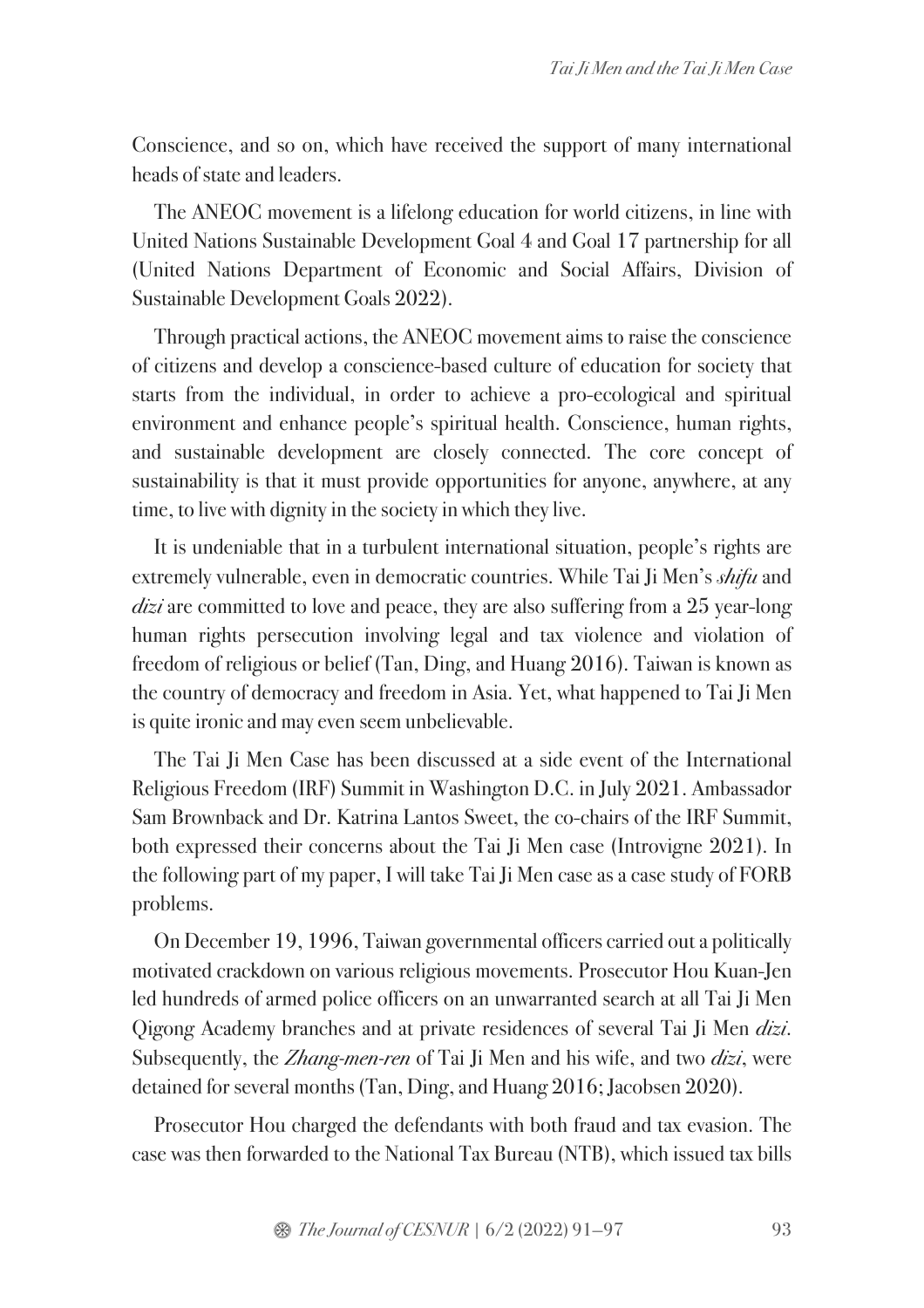Conscience, and so on, which have received the support of many international heads of state and leaders.

The ANEOC movement is a lifelong education for world citizens, in line with United Nations Sustainable Development Goal 4 and Goal 17 partnership for all (United Nations Department of Economic and Social Affairs, Division of Sustainable Development Goals 2022).

Through practical actions, the ANEOC movement aims to raise the conscience of citizens and develop a conscience-based culture of education for society that starts from the individual, in order to achieve a pro-ecological and spiritual environment and enhance people's spiritual health. Conscience, human rights, and sustainable development are closely connected. The core concept of sustainability is that it must provide opportunities for anyone, anywhere, at any time, to live with dignity in the society in which they live.

It is undeniable that in a turbulent international situation, people's rights are extremely vulnerable, even in democratic countries. While Tai Ji Men's *shifu* and *dizi* are committed to love and peace, they are also suffering from a 25 year-long human rights persecution involving legal and tax violence and violation of freedom of religious or belief (Tan, Ding, and Huang 2016). Taiwan is known as the country of democracy and freedom in Asia. Yet, what happened to Tai Ji Men is quite ironic and may even seem unbelievable.

The Tai Ji Men Case has been discussed at a side event of the International Religious Freedom (IRF) Summit in Washington D.C. in July 2021. Ambassador Sam Brownback and Dr. Katrina Lantos Sweet, the co-chairs of the IRF Summit, both expressed their concerns about the Tai Ji Men case (Introvigne 2021). In the following part of my paper, I will take Tai Ji Men case as a case study of FORB problems.

On December 19, 1996, Taiwan governmental officers carried out a politically motivated crackdown on various religious movements. Prosecutor Hou Kuan-Jen led hundreds of armed police officers on an unwarranted search at all Tai Ji Men Qigong Academy branches and at private residences of several Tai Ji Men *dizi*. Subsequently, the *Zhang-men-ren* of Tai Ji Men and his wife, and two *dizi*, were detained for several months (Tan, Ding, and Huang 2016; Jacobsen 2020).

Prosecutor Hou charged the defendants with both fraud and tax evasion. The case was then forwarded to the National Tax Bureau (NTB), which issued tax bills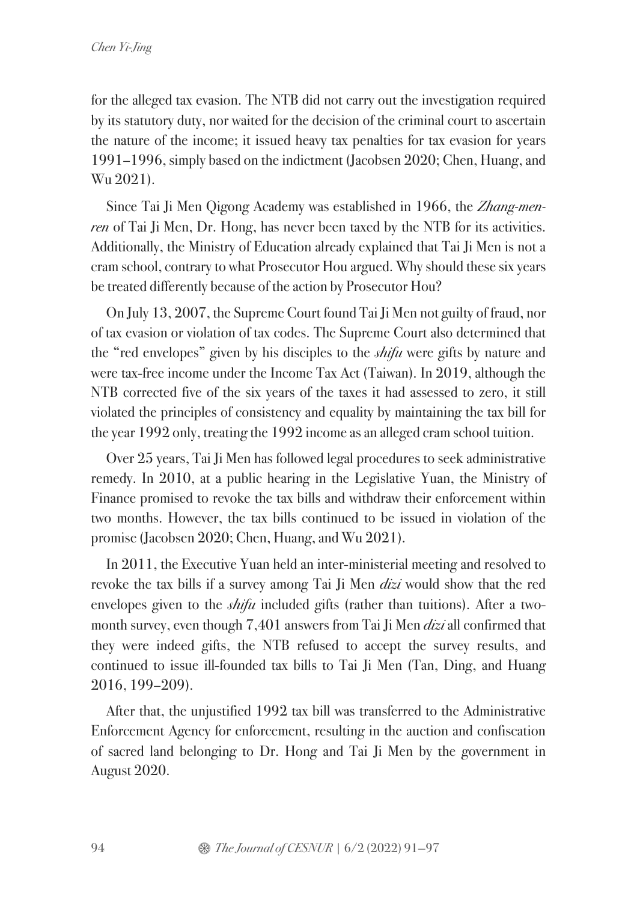for the alleged tax evasion. The NTB did not carry out the investigation required by its statutory duty, nor waited for the decision of the criminal court to ascertain the nature of the income; it issued heavy tax penalties for tax evasion for years 1991–1996, simply based on the indictment (Jacobsen 2020; Chen, Huang, and Wu 2021).

Since Tai Ji Men Qigong Academy was established in 1966, the *Zhang-men-ren* of Tai Ji Men, Dr. Hong, has never been taxed by the NTB for its activities. Additionally, the Ministry of Education already explained that Tai Ji Men is not a cram school, contrary to what Prosecutor Hou argued. Why should these six years be treated differently because of the action by Prosecutor Hou?

On July 13, 2007, the Supreme Court found Tai Ji Men not guilty of fraud, nor of tax evasion or violation of tax codes. The Supreme Court also determined that the "red envelopes" given by his disciples to the *shifu* were gifts by nature and were tax-free income under the Income Tax Act (Taiwan). In 2019, although the NTB corrected five of the six years of the taxes it had assessed to zero, it still violated the principles of consistency and equality by maintaining the tax bill for the year 1992 only, treating the 1992 income as an alleged cram school tuition.

Over 25 years, Tai Ji Men has followed legal procedures to seek administrative remedy. In 2010, at a public hearing in the Legislative Yuan, the Ministry of Finance promised to revoke the tax bills and withdraw their enforcement within two months. However, the tax bills continued to be issued in violation of the promise (Jacobsen 2020; Chen, Huang, and Wu 2021).

In 2011, the Executive Yuan held an inter-ministerial meeting and resolved to revoke the tax bills if a survey among Tai Ji Men *dizi* would show that the red envelopes given to the *shifu* included gifts (rather than tuitions). After a two-month survey, even though 7,401 answers from Tai Ji Men *dizi* all confirmed that they were indeed gifts, the NTB refused to accept the survey results, and continued to issue ill-founded tax bills to Tai Ji Men (Tan, Ding, and Huang 2016, 199–209).

After that, the unjustified 1992 tax bill was transferred to the Administrative Enforcement Agency for enforcement, resulting in the auction and confiscation of sacred land belonging to Dr. Hong and Tai Ji Men by the government in August 2020.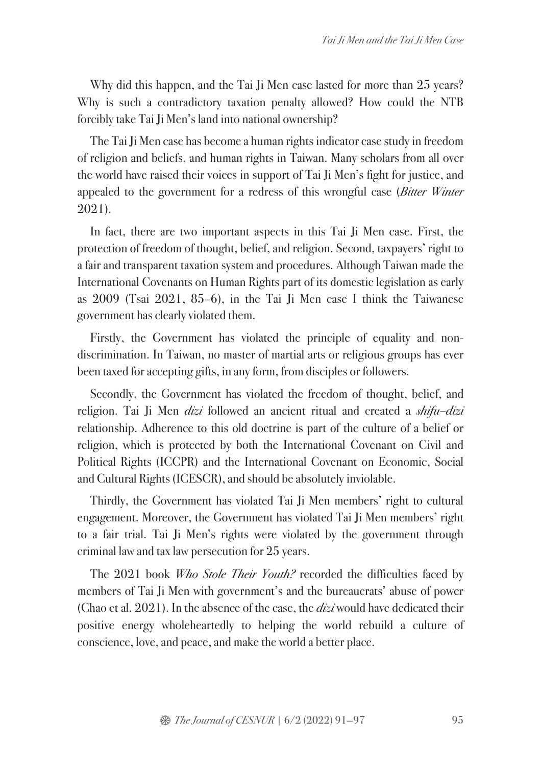Why did this happen, and the Tai Ji Men case lasted for more than 25 years? Why is such a contradictory taxation penalty allowed? How could the NTB forcibly take Tai Ji Men's land into national ownership?

The Tai Ji Men case has become a human rights indicator case study in freedom of religion and beliefs, and human rights in Taiwan. Many scholars from all over the world have raised their voices in support of Tai Ji Men's fight for justice, and appealed to the government for a redress of this wrongful case (*Bitter Winter* 2021).

In fact, there are two important aspects in this Tai Ji Men case. First, the protection of freedom of thought, belief, and religion. Second, taxpayers' right to a fair and transparent taxation system and procedures. Although Taiwan made the International Covenants on Human Rights part of its domestic legislation as early as 2009 (Tsai 2021, 85–6), in the Tai Ji Men case I think the Taiwanese government has clearly violated them.

Firstly, the Government has violated the principle of equality and non-discrimination. In Taiwan, no master of martial arts or religious groups has ever been taxed for accepting gifts, in any form, from disciples or followers.

Secondly, the Government has violated the freedom of thought, belief, and religion. Tai Ji Men *dizi* followed an ancient ritual and created a *shifu–dizi* relationship. Adherence to this old doctrine is part of the culture of a belief or religion, which is protected by both the International Covenant on Civil and Political Rights (ICCPR) and the International Covenant on Economic, Social and Cultural Rights (ICESCR), and should be absolutely inviolable.

Thirdly, the Government has violated Tai Ji Men members' right to cultural engagement. Moreover, the Government has violated Tai Ji Men members' right to a fair trial. Tai Ji Men's rights were violated by the government through criminal law and tax law persecution for 25 years.

The 2021 book *Who Stole Their Youth?* recorded the difficulties faced by members of Tai Ji Men with government's and the bureaucrats' abuse of power (Chao et al. 2021). In the absence of the case, the *dizi* would have dedicated their positive energy wholeheartedly to helping the world rebuild a culture of conscience, love, and peace, and make the world a better place.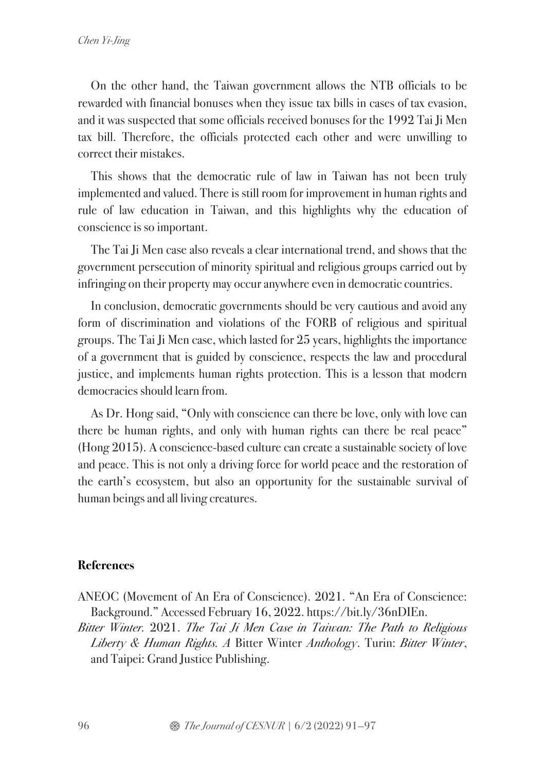On the other hand, the Taiwan government allows the NTB officials to be rewarded with financial bonuses when they issue tax bills in cases of tax evasion, and it was suspected that some officials received bonuses for the 1992 Tai Ji Men tax bill. Therefore, the officials protected each other and were unwilling to correct their mistakes.

This shows that the democratic rule of law in Taiwan has not been truly implemented and valued. There is still room for improvement in human rights and rule of law education in Taiwan, and this highlights why the education of conscience is so important.

The Tai Ji Men case also reveals a clear international trend, and shows that the government persecution of minority spiritual and religious groups carried out by infringing on their property may occur anywhere even in democratic countries.

In conclusion, democratic governments should be very cautious and avoid any form of discrimination and violations of the FORB of religious and spiritual groups. The Tai Ji Men case, which lasted for 25 years, highlights the importance of a government that is guided by conscience, respects the law and procedural justice, and implements human rights protection. This is a lesson that modern democracies should learn from.

As Dr. Hong said, "Only with conscience can there be love, only with love can there be human rights, and only with human rights can there be real peace" (Hong 2015). A conscience-based culture can create a sustainable society of love and peace. This is not only a driving force for world peace and the restoration of the earth's ecosystem, but also an opportunity for the sustainable survival of human beings and all living creatures.

**References**

ANEOC (Movement of An Era of Conscience). 2021. "An Era of Conscience: Background." Accessed February 16, 2022. https://bit.ly/36nDIEn.

*Bitter Winter.* 2021. *The Tai Ji Men Case in Taiwan: The Path to Religious Liberty & Human Rights. A* Bitter Winter *Anthology*. Turin: *Bitter Winter*, and Taipei: Grand Justice Publishing.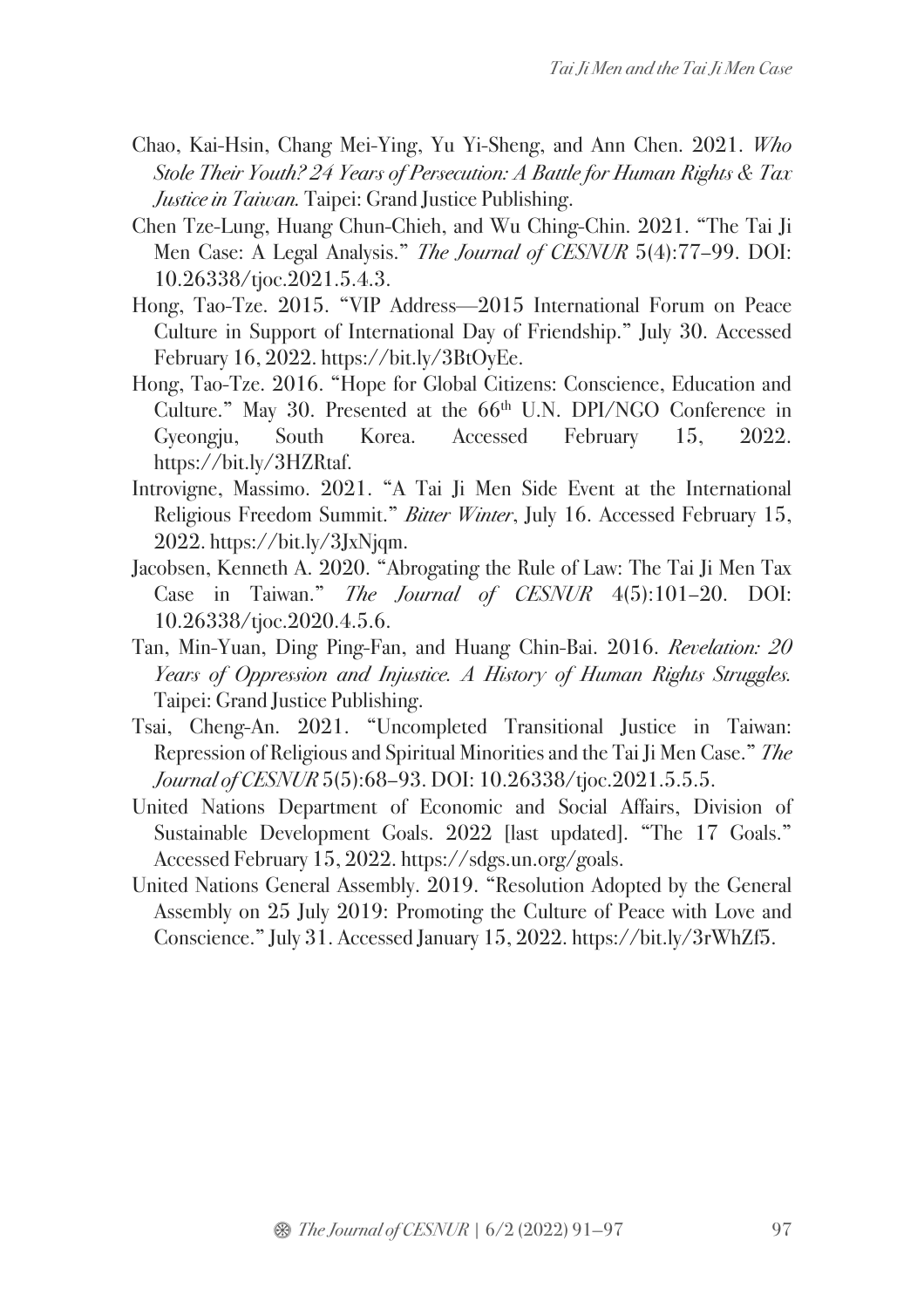Chao, Kai-Hsin, Chang Mei-Ying, Yu Yi-Sheng, and Ann Chen. 2021. *Who Stole Their Youth? 24 Years of Persecution: A Battle for Human Rights & Tax Justice in Taiwan.* Taipei: Grand Justice Publishing.

Chen Tze-Lung, Huang Chun-Chieh, and Wu Ching-Chin. 2021. "The Tai Ji Men Case: A Legal Analysis." *The Journal of CESNUR* 5(4):77–99. DOI: 10.26338/tjoc.2021.5.4.3.

Hong, Tao-Tze. 2015. "VIP Address—2015 International Forum on Peace Culture in Support of International Day of Friendship." July 30. Accessed February 16, 2022. https://bit.ly/3BtOyEe.

Hong, Tao-Tze. 2016. "Hope for Global Citizens: Conscience, Education and Culture." May 30. Presented at the 66th U.N. DPI/NGO Conference in Gyeongju, South Korea. Accessed February 15, 2022. https://bit.ly/3HZRtaf.

Introvigne, Massimo. 2021. "A Tai Ji Men Side Event at the International Religious Freedom Summit." *Bitter Winter*, July 16. Accessed February 15, 2022. https://bit.ly/3JxNjqm.

Jacobsen, Kenneth A. 2020. "Abrogating the Rule of Law: The Tai Ji Men Tax Case in Taiwan." *The Journal of CESNUR* 4(5):101–20. DOI: 10.26338/tjoc.2020.4.5.6.

Tan, Min-Yuan, Ding Ping-Fan, and Huang Chin-Bai. 2016. *Revelation: 20 Years of Oppression and Injustice. A History of Human Rights Struggles.* Taipei: Grand Justice Publishing.

Tsai, Cheng-An. 2021. "Uncompleted Transitional Justice in Taiwan: Repression of Religious and Spiritual Minorities and the Tai Ji Men Case." *The Journal of CESNUR* 5(5):68–93. DOI: 10.26338/tjoc.2021.5.5.5.

United Nations Department of Economic and Social Affairs, Division of Sustainable Development Goals. 2022 [last updated]. "The 17 Goals." Accessed February 15, 2022. https://sdgs.un.org/goals.

United Nations General Assembly. 2019. "Resolution Adopted by the General Assembly on 25 July 2019: Promoting the Culture of Peace with Love and Conscience." July 31. Accessed January 15, 2022. https://bit.ly/3rWhZf5.